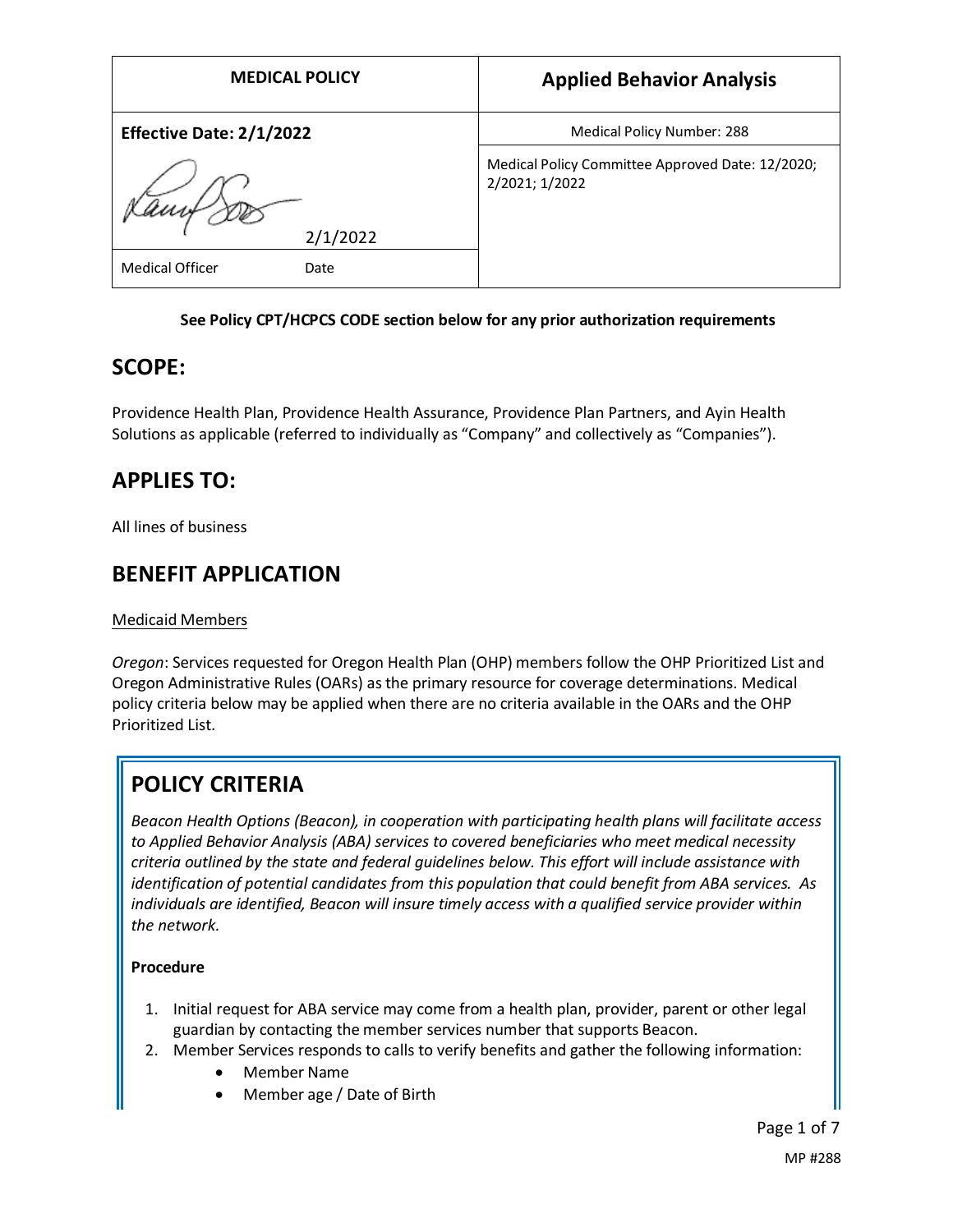| MEDICAL POLICY | Applied Behavior Analysis |
| --- | --- |
| **Effective Date: 2/1/2022** | Medical Policy Number: 288 |
| 2/1/2022 | Medical Policy Committee Approved Date: 12/2020; 2/2021; 1/2022 |
| Medical Officer Date | |

**See Policy CPT/HCPCS CODE section below for any prior authorization requirements**

## SCOPE:

Providence Health Plan, Providence Health Assurance, Providence Plan Partners, and Ayin Health Solutions as applicable (referred to individually as "Company" and collectively as "Companies").

## APPLIES TO:

All lines of business

## BENEFIT APPLICATION

Medicaid Members

*Oregon*: Services requested for Oregon Health Plan (OHP) members follow the OHP Prioritized List and Oregon Administrative Rules (OARs) as the primary resource for coverage determinations. Medical policy criteria below may be applied when there are no criteria available in the OARs and the OHP Prioritized List.

## POLICY CRITERIA

*Beacon Health Options (Beacon), in cooperation with participating health plans will facilitate access to Applied Behavior Analysis (ABA) services to covered beneficiaries who meet medical necessity criteria outlined by the state and federal guidelines below. This effort will include assistance with identification of potential candidates from this population that could benefit from ABA services. As individuals are identified, Beacon will insure timely access with a qualified service provider within the network.*

**Procedure**

1. Initial request for ABA service may come from a health plan, provider, parent or other legal guardian by contacting the member services number that supports Beacon.
2. Member Services responds to calls to verify benefits and gather the following information:
    - Member Name
    - Member age / Date of Birth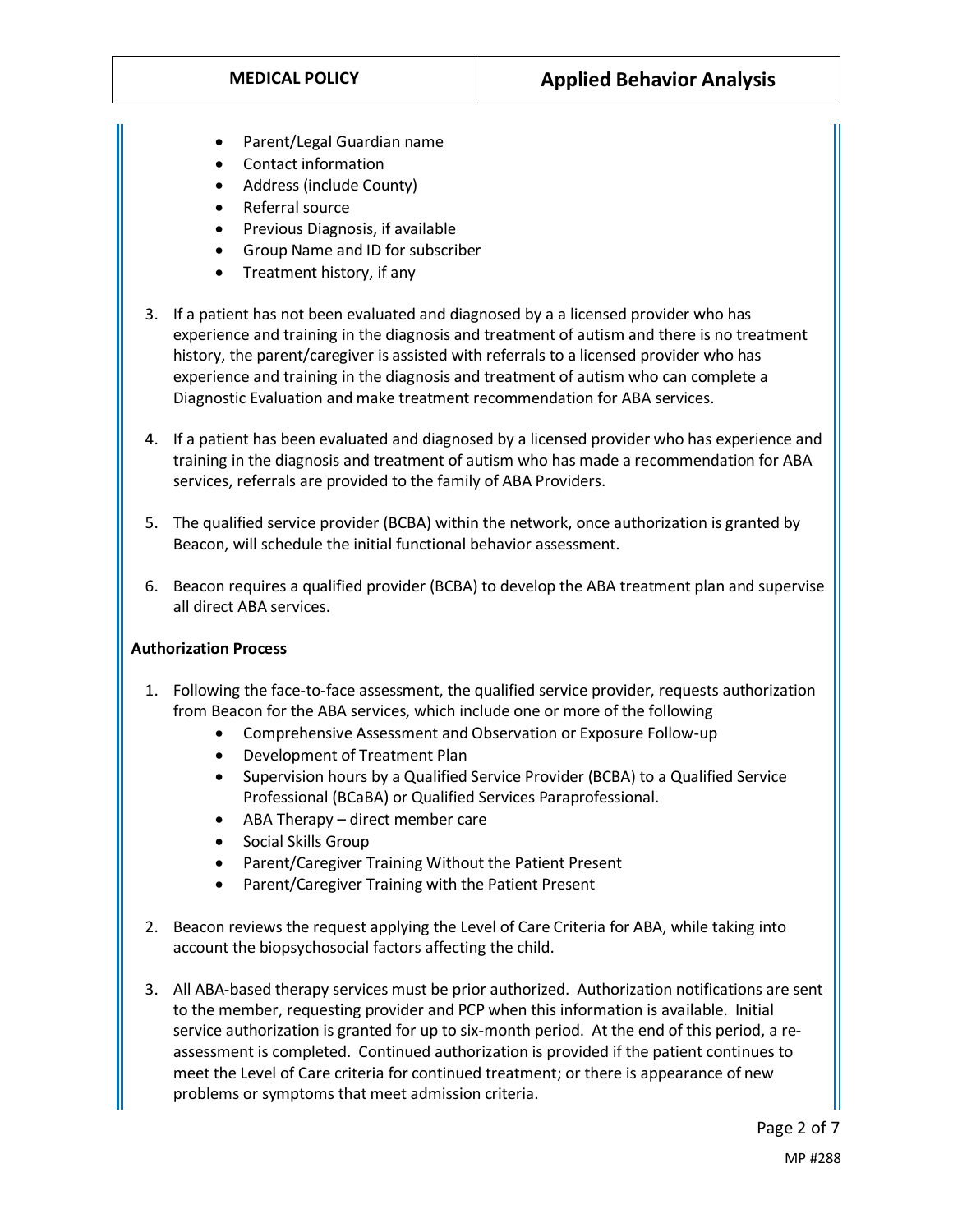- Parent/Legal Guardian name
- Contact information
- Address (include County)
- Referral source
- Previous Diagnosis, if available
- Group Name and ID for subscriber
- Treatment history, if any

3. If a patient has not been evaluated and diagnosed by a a licensed provider who has experience and training in the diagnosis and treatment of autism and there is no treatment history, the parent/caregiver is assisted with referrals to a licensed provider who has experience and training in the diagnosis and treatment of autism who can complete a Diagnostic Evaluation and make treatment recommendation for ABA services.

4. If a patient has been evaluated and diagnosed by a licensed provider who has experience and training in the diagnosis and treatment of autism who has made a recommendation for ABA services, referrals are provided to the family of ABA Providers.

5. The qualified service provider (BCBA) within the network, once authorization is granted by Beacon, will schedule the initial functional behavior assessment.

6. Beacon requires a qualified provider (BCBA) to develop the ABA treatment plan and supervise all direct ABA services.

**Authorization Process**

1. Following the face-to-face assessment, the qualified service provider, requests authorization from Beacon for the ABA services, which include one or more of the following
   - Comprehensive Assessment and Observation or Exposure Follow-up
   - Development of Treatment Plan
   - Supervision hours by a Qualified Service Provider (BCBA) to a Qualified Service Professional (BCaBA) or Qualified Services Paraprofessional.
   - ABA Therapy – direct member care
   - Social Skills Group
   - Parent/Caregiver Training Without the Patient Present
   - Parent/Caregiver Training with the Patient Present

2. Beacon reviews the request applying the Level of Care Criteria for ABA, while taking into account the biopsychosocial factors affecting the child.

3. All ABA-based therapy services must be prior authorized. Authorization notifications are sent to the member, requesting provider and PCP when this information is available. Initial service authorization is granted for up to six-month period. At the end of this period, a re-assessment is completed. Continued authorization is provided if the patient continues to meet the Level of Care criteria for continued treatment; or there is appearance of new problems or symptoms that meet admission criteria.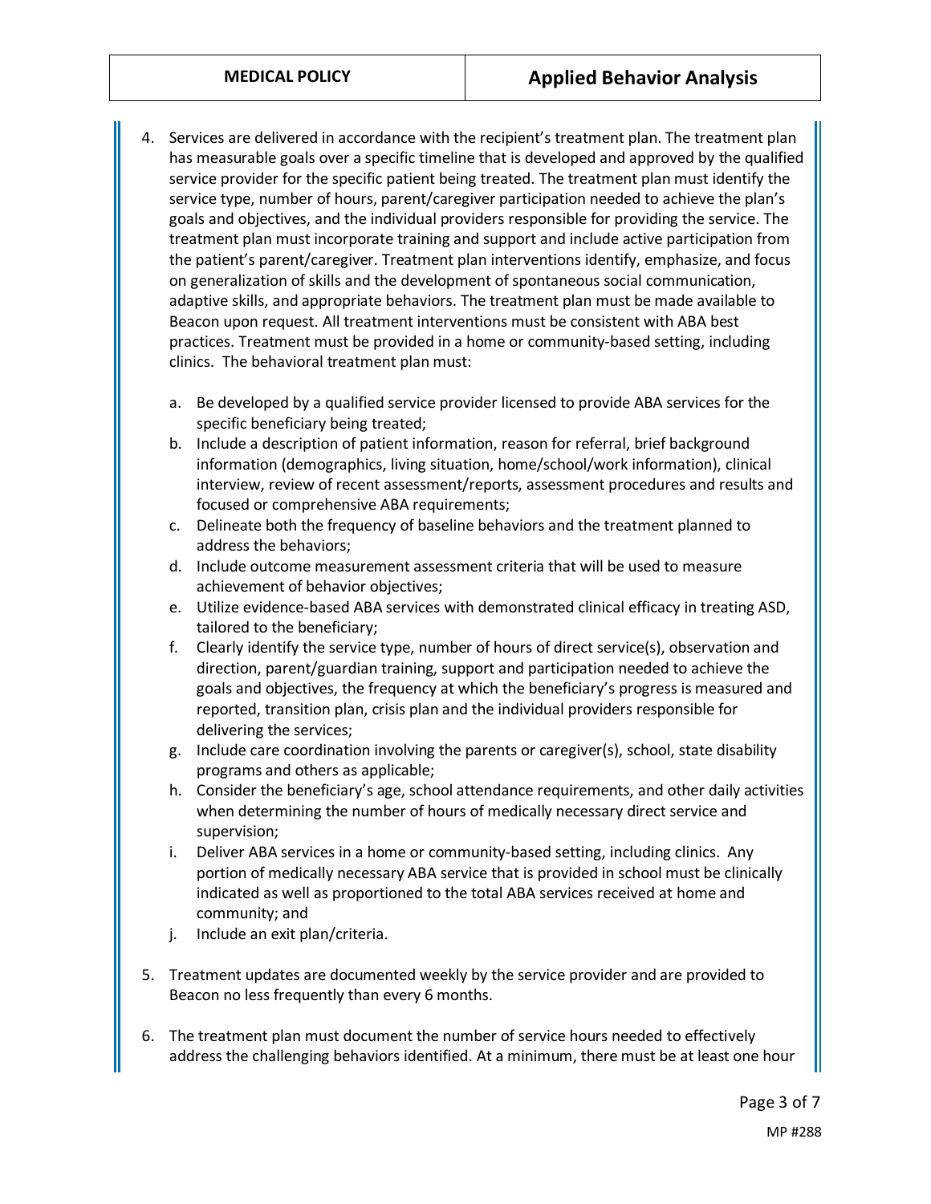4. Services are delivered in accordance with the recipient's treatment plan. The treatment plan has measurable goals over a specific timeline that is developed and approved by the qualified service provider for the specific patient being treated. The treatment plan must identify the service type, number of hours, parent/caregiver participation needed to achieve the plan's goals and objectives, and the individual providers responsible for providing the service. The treatment plan must incorporate training and support and include active participation from the patient's parent/caregiver. Treatment plan interventions identify, emphasize, and focus on generalization of skills and the development of spontaneous social communication, adaptive skills, and appropriate behaviors. The treatment plan must be made available to Beacon upon request. All treatment interventions must be consistent with ABA best practices. Treatment must be provided in a home or community-based setting, including clinics. The behavioral treatment plan must:

   a. Be developed by a qualified service provider licensed to provide ABA services for the specific beneficiary being treated;
   b. Include a description of patient information, reason for referral, brief background information (demographics, living situation, home/school/work information), clinical interview, review of recent assessment/reports, assessment procedures and results and focused or comprehensive ABA requirements;
   c. Delineate both the frequency of baseline behaviors and the treatment planned to address the behaviors;
   d. Include outcome measurement assessment criteria that will be used to measure achievement of behavior objectives;
   e. Utilize evidence-based ABA services with demonstrated clinical efficacy in treating ASD, tailored to the beneficiary;
   f. Clearly identify the service type, number of hours of direct service(s), observation and direction, parent/guardian training, support and participation needed to achieve the goals and objectives, the frequency at which the beneficiary's progress is measured and reported, transition plan, crisis plan and the individual providers responsible for delivering the services;
   g. Include care coordination involving the parents or caregiver(s), school, state disability programs and others as applicable;
   h. Consider the beneficiary's age, school attendance requirements, and other daily activities when determining the number of hours of medically necessary direct service and supervision;
   i. Deliver ABA services in a home or community-based setting, including clinics. Any portion of medically necessary ABA service that is provided in school must be clinically indicated as well as proportioned to the total ABA services received at home and community; and
   j. Include an exit plan/criteria.

5. Treatment updates are documented weekly by the service provider and are provided to Beacon no less frequently than every 6 months.

6. The treatment plan must document the number of service hours needed to effectively address the challenging behaviors identified. At a minimum, there must be at least one hour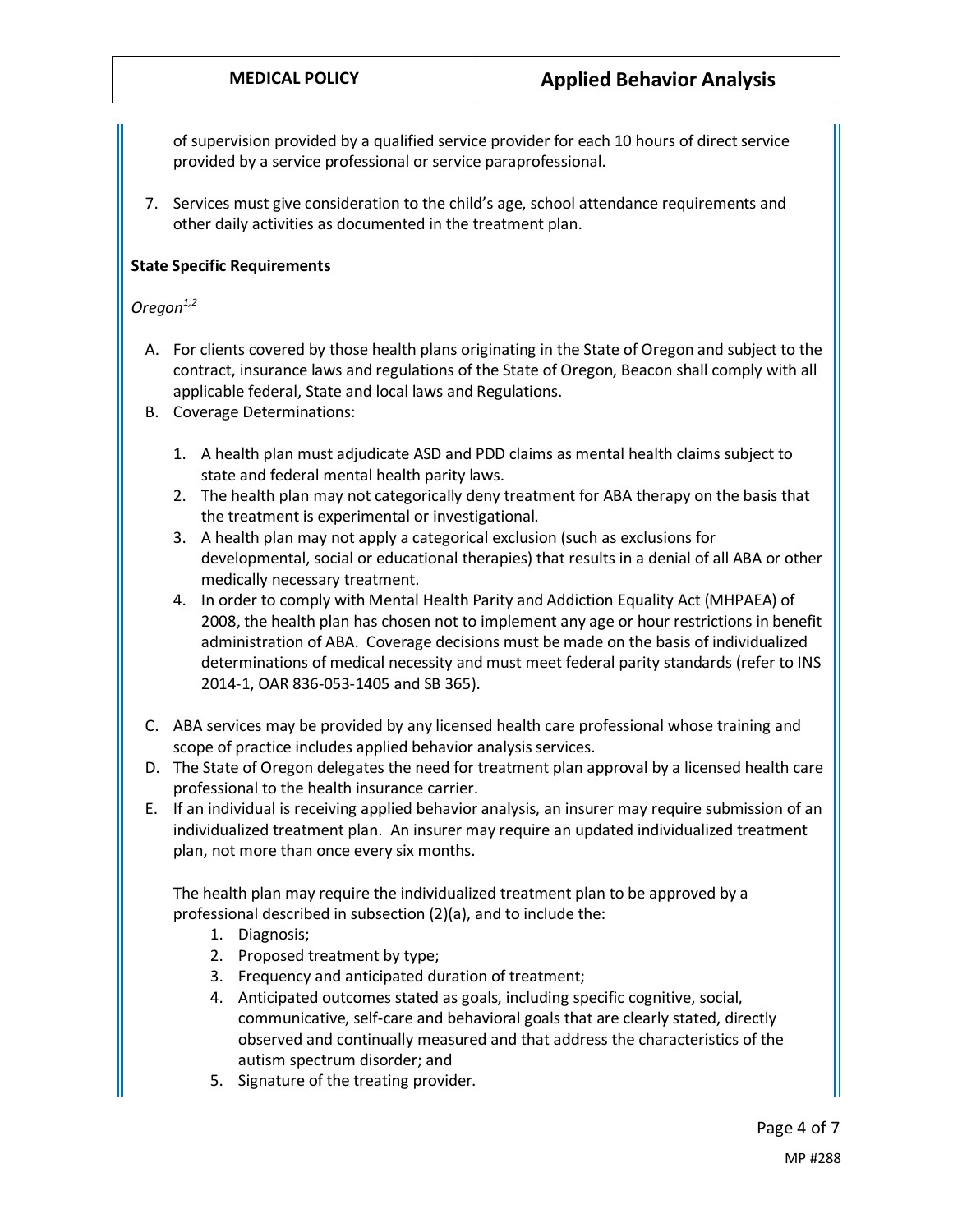of supervision provided by a qualified service provider for each 10 hours of direct service provided by a service professional or service paraprofessional.

7. Services must give consideration to the child's age, school attendance requirements and other daily activities as documented in the treatment plan.

**State Specific Requirements**

*Oregon*[1,2]

A. For clients covered by those health plans originating in the State of Oregon and subject to the contract, insurance laws and regulations of the State of Oregon, Beacon shall comply with all applicable federal, State and local laws and Regulations.
B. Coverage Determinations:

    1. A health plan must adjudicate ASD and PDD claims as mental health claims subject to state and federal mental health parity laws.
    2. The health plan may not categorically deny treatment for ABA therapy on the basis that the treatment is experimental or investigational.
    3. A health plan may not apply a categorical exclusion (such as exclusions for developmental, social or educational therapies) that results in a denial of all ABA or other medically necessary treatment.
    4. In order to comply with Mental Health Parity and Addiction Equality Act (MHPAEA) of 2008, the health plan has chosen not to implement any age or hour restrictions in benefit administration of ABA. Coverage decisions must be made on the basis of individualized determinations of medical necessity and must meet federal parity standards (refer to INS 2014-1, OAR 836-053-1405 and SB 365).

C. ABA services may be provided by any licensed health care professional whose training and scope of practice includes applied behavior analysis services.
D. The State of Oregon delegates the need for treatment plan approval by a licensed health care professional to the health insurance carrier.
E. If an individual is receiving applied behavior analysis, an insurer may require submission of an individualized treatment plan. An insurer may require an updated individualized treatment plan, not more than once every six months.

    The health plan may require the individualized treatment plan to be approved by a professional described in subsection (2)(a), and to include the:

    1. Diagnosis;
    2. Proposed treatment by type;
    3. Frequency and anticipated duration of treatment;
    4. Anticipated outcomes stated as goals, including specific cognitive, social, communicative, self-care and behavioral goals that are clearly stated, directly observed and continually measured and that address the characteristics of the autism spectrum disorder; and
    5. Signature of the treating provider.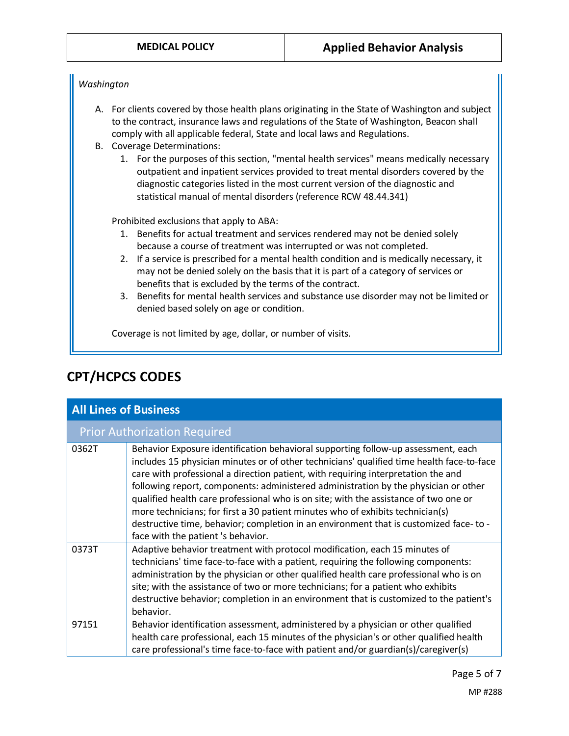*Washington*

A. For clients covered by those health plans originating in the State of Washington and subject to the contract, insurance laws and regulations of the State of Washington, Beacon shall comply with all applicable federal, State and local laws and Regulations.
B. Coverage Determinations:
   1. For the purposes of this section, "mental health services" means medically necessary outpatient and inpatient services provided to treat mental disorders covered by the diagnostic categories listed in the most current version of the diagnostic and statistical manual of mental disorders (reference RCW 48.44.341)

   Prohibited exclusions that apply to ABA:
   1. Benefits for actual treatment and services rendered may not be denied solely because a course of treatment was interrupted or was not completed.
   2. If a service is prescribed for a mental health condition and is medically necessary, it may not be denied solely on the basis that it is part of a category of services or benefits that is excluded by the terms of the contract.
   3. Benefits for mental health services and substance use disorder may not be limited or denied based solely on age or condition.

   Coverage is not limited by age, dollar, or number of visits.

## CPT/HCPCS CODES

| All Lines of Business | |
|---|---|
| Prior Authorization Required | |
| 0362T | Behavior Exposure identification behavioral supporting follow-up assessment, each includes 15 physician minutes or of other technicians' qualified time health face-to-face care with professional a direction patient, with requiring interpretation the and following report, components: administered administration by the physician or other qualified health care professional who is on site; with the assistance of two one or more technicians; for first a 30 patient minutes who of exhibits technician(s) destructive time, behavior; completion in an environment that is customized face- to - face with the patient 's behavior. |
| 0373T | Adaptive behavior treatment with protocol modification, each 15 minutes of technicians' time face-to-face with a patient, requiring the following components: administration by the physician or other qualified health care professional who is on site; with the assistance of two or more technicians; for a patient who exhibits destructive behavior; completion in an environment that is customized to the patient's behavior. |
| 97151 | Behavior identification assessment, administered by a physician or other qualified health care professional, each 15 minutes of the physician's or other qualified health care professional's time face-to-face with patient and/or guardian(s)/caregiver(s) |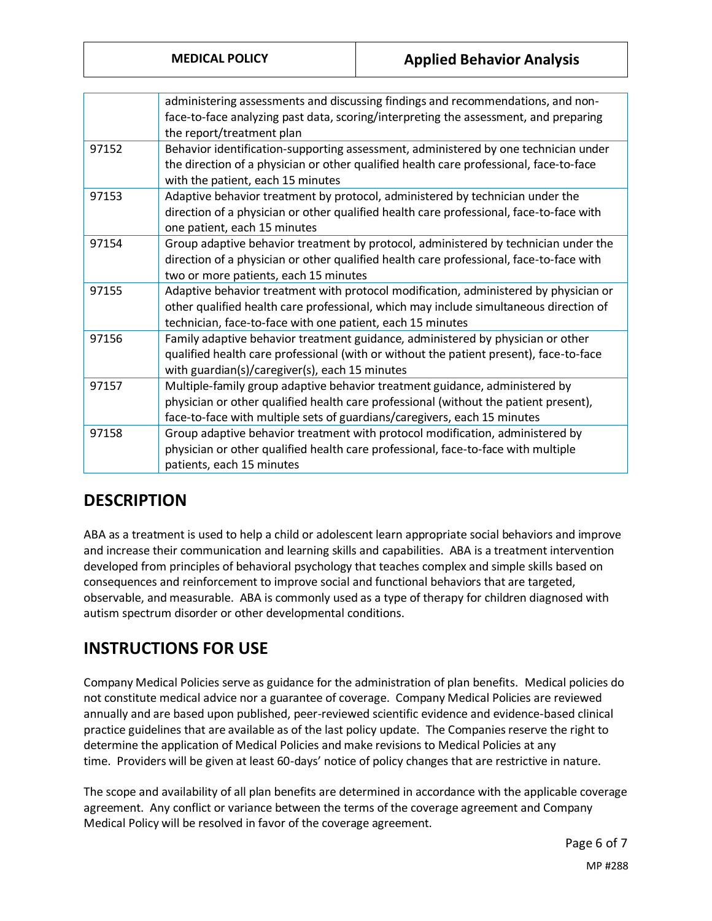| | |
|---|---|
| | administering assessments and discussing findings and recommendations, and non-face-to-face analyzing past data, scoring/interpreting the assessment, and preparing the report/treatment plan |
| 97152 | Behavior identification-supporting assessment, administered by one technician under the direction of a physician or other qualified health care professional, face-to-face with the patient, each 15 minutes |
| 97153 | Adaptive behavior treatment by protocol, administered by technician under the direction of a physician or other qualified health care professional, face-to-face with one patient, each 15 minutes |
| 97154 | Group adaptive behavior treatment by protocol, administered by technician under the direction of a physician or other qualified health care professional, face-to-face with two or more patients, each 15 minutes |
| 97155 | Adaptive behavior treatment with protocol modification, administered by physician or other qualified health care professional, which may include simultaneous direction of technician, face-to-face with one patient, each 15 minutes |
| 97156 | Family adaptive behavior treatment guidance, administered by physician or other qualified health care professional (with or without the patient present), face-to-face with guardian(s)/caregiver(s), each 15 minutes |
| 97157 | Multiple-family group adaptive behavior treatment guidance, administered by physician or other qualified health care professional (without the patient present), face-to-face with multiple sets of guardians/caregivers, each 15 minutes |
| 97158 | Group adaptive behavior treatment with protocol modification, administered by physician or other qualified health care professional, face-to-face with multiple patients, each 15 minutes |

## DESCRIPTION

ABA as a treatment is used to help a child or adolescent learn appropriate social behaviors and improve and increase their communication and learning skills and capabilities. ABA is a treatment intervention developed from principles of behavioral psychology that teaches complex and simple skills based on consequences and reinforcement to improve social and functional behaviors that are targeted, observable, and measurable. ABA is commonly used as a type of therapy for children diagnosed with autism spectrum disorder or other developmental conditions.

## INSTRUCTIONS FOR USE

Company Medical Policies serve as guidance for the administration of plan benefits. Medical policies do not constitute medical advice nor a guarantee of coverage. Company Medical Policies are reviewed annually and are based upon published, peer-reviewed scientific evidence and evidence-based clinical practice guidelines that are available as of the last policy update. The Companies reserve the right to determine the application of Medical Policies and make revisions to Medical Policies at any time. Providers will be given at least 60-days' notice of policy changes that are restrictive in nature.

The scope and availability of all plan benefits are determined in accordance with the applicable coverage agreement. Any conflict or variance between the terms of the coverage agreement and Company Medical Policy will be resolved in favor of the coverage agreement.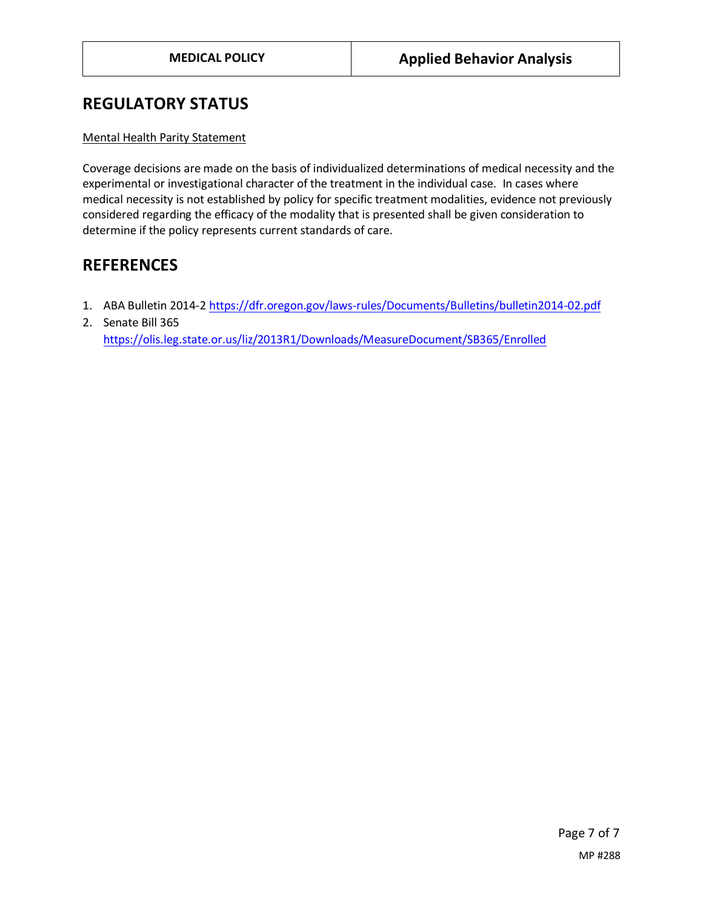## REGULATORY STATUS

Mental Health Parity Statement

Coverage decisions are made on the basis of individualized determinations of medical necessity and the experimental or investigational character of the treatment in the individual case. In cases where medical necessity is not established by policy for specific treatment modalities, evidence not previously considered regarding the efficacy of the modality that is presented shall be given consideration to determine if the policy represents current standards of care.

## REFERENCES

1. ABA Bulletin 2014-2 https://dfr.oregon.gov/laws-rules/Documents/Bulletins/bulletin2014-02.pdf
2. Senate Bill 365 https://olis.leg.state.or.us/liz/2013R1/Downloads/MeasureDocument/SB365/Enrolled